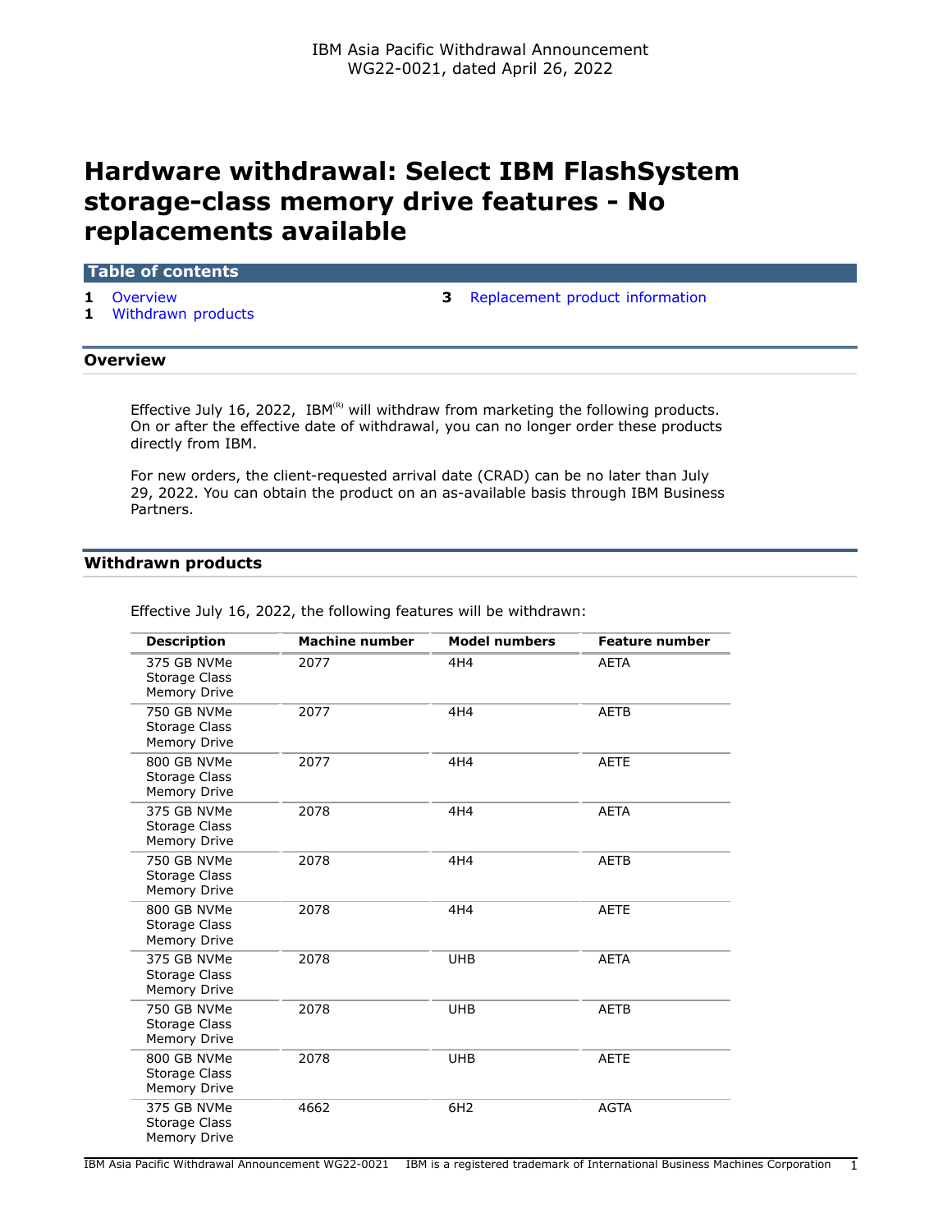IBM Asia Pacific Withdrawal Announcement
WG22-0021, dated April 26, 2022

# Hardware withdrawal: Select IBM FlashSystem storage-class memory drive features - No replacements available

## Table of contents

- 1 Overview
- 1 Withdrawn products
- 3 Replacement product information

## Overview

Effective July 16, 2022, IBM(R) will withdraw from marketing the following products. On or after the effective date of withdrawal, you can no longer order these products directly from IBM.

For new orders, the client-requested arrival date (CRAD) can be no later than July 29, 2022. You can obtain the product on an as-available basis through IBM Business Partners.

## Withdrawn products

Effective July 16, 2022, the following features will be withdrawn:

| Description | Machine number | Model numbers | Feature number |
|---|---|---|---|
| 375 GB NVMe Storage Class Memory Drive | 2077 | 4H4 | AETA |
| 750 GB NVMe Storage Class Memory Drive | 2077 | 4H4 | AETB |
| 800 GB NVMe Storage Class Memory Drive | 2077 | 4H4 | AETE |
| 375 GB NVMe Storage Class Memory Drive | 2078 | 4H4 | AETA |
| 750 GB NVMe Storage Class Memory Drive | 2078 | 4H4 | AETB |
| 800 GB NVMe Storage Class Memory Drive | 2078 | 4H4 | AETE |
| 375 GB NVMe Storage Class Memory Drive | 2078 | UHB | AETA |
| 750 GB NVMe Storage Class Memory Drive | 2078 | UHB | AETB |
| 800 GB NVMe Storage Class Memory Drive | 2078 | UHB | AETE |
| 375 GB NVMe Storage Class Memory Drive | 4662 | 6H2 | AGTA |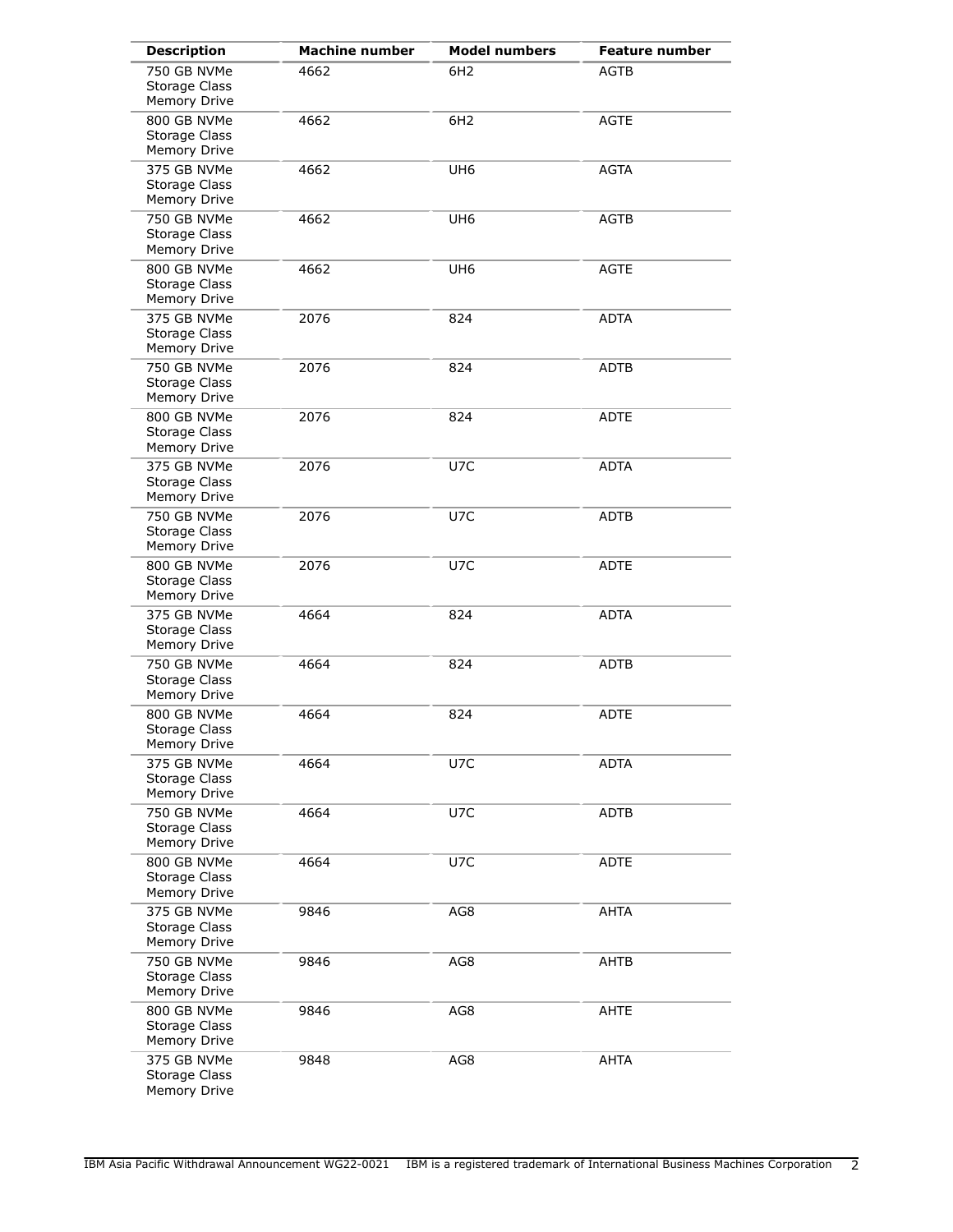| Description | Machine number | Model numbers | Feature number |
| --- | --- | --- | --- |
| 750 GB NVMe Storage Class Memory Drive | 4662 | 6H2 | AGTB |
| 800 GB NVMe Storage Class Memory Drive | 4662 | 6H2 | AGTE |
| 375 GB NVMe Storage Class Memory Drive | 4662 | UH6 | AGTA |
| 750 GB NVMe Storage Class Memory Drive | 4662 | UH6 | AGTB |
| 800 GB NVMe Storage Class Memory Drive | 4662 | UH6 | AGTE |
| 375 GB NVMe Storage Class Memory Drive | 2076 | 824 | ADTA |
| 750 GB NVMe Storage Class Memory Drive | 2076 | 824 | ADTB |
| 800 GB NVMe Storage Class Memory Drive | 2076 | 824 | ADTE |
| 375 GB NVMe Storage Class Memory Drive | 2076 | U7C | ADTA |
| 750 GB NVMe Storage Class Memory Drive | 2076 | U7C | ADTB |
| 800 GB NVMe Storage Class Memory Drive | 2076 | U7C | ADTE |
| 375 GB NVMe Storage Class Memory Drive | 4664 | 824 | ADTA |
| 750 GB NVMe Storage Class Memory Drive | 4664 | 824 | ADTB |
| 800 GB NVMe Storage Class Memory Drive | 4664 | 824 | ADTE |
| 375 GB NVMe Storage Class Memory Drive | 4664 | U7C | ADTA |
| 750 GB NVMe Storage Class Memory Drive | 4664 | U7C | ADTB |
| 800 GB NVMe Storage Class Memory Drive | 4664 | U7C | ADTE |
| 375 GB NVMe Storage Class Memory Drive | 9846 | AG8 | AHTA |
| 750 GB NVMe Storage Class Memory Drive | 9846 | AG8 | AHTB |
| 800 GB NVMe Storage Class Memory Drive | 9846 | AG8 | AHTE |
| 375 GB NVMe Storage Class Memory Drive | 9848 | AG8 | AHTA |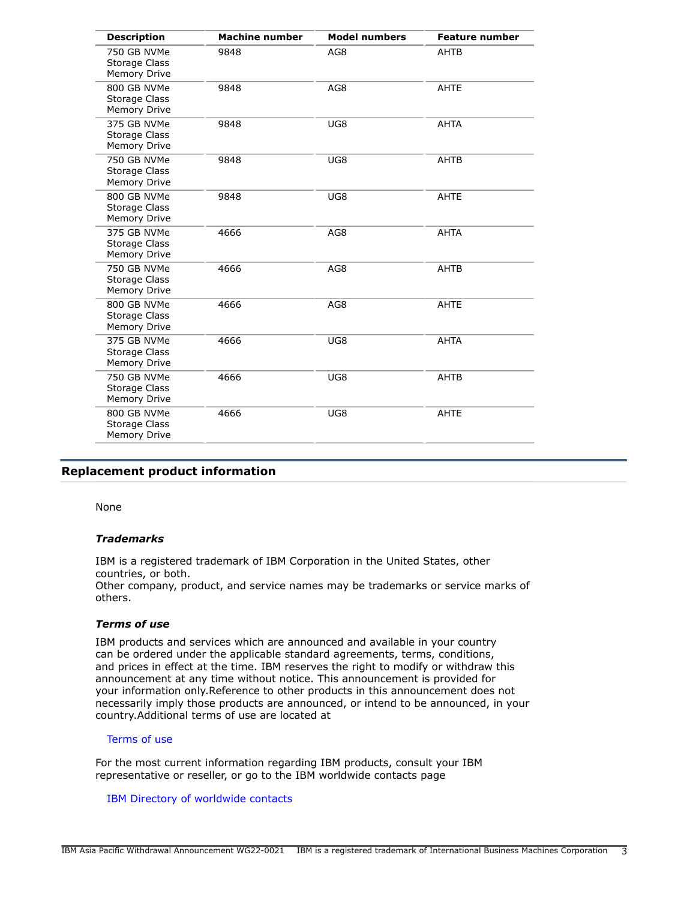| Description | Machine number | Model numbers | Feature number |
| --- | --- | --- | --- |
| 750 GB NVMe Storage Class Memory Drive | 9848 | AG8 | AHTB |
| 800 GB NVMe Storage Class Memory Drive | 9848 | AG8 | AHTE |
| 375 GB NVMe Storage Class Memory Drive | 9848 | UG8 | AHTA |
| 750 GB NVMe Storage Class Memory Drive | 9848 | UG8 | AHTB |
| 800 GB NVMe Storage Class Memory Drive | 9848 | UG8 | AHTE |
| 375 GB NVMe Storage Class Memory Drive | 4666 | AG8 | AHTA |
| 750 GB NVMe Storage Class Memory Drive | 4666 | AG8 | AHTB |
| 800 GB NVMe Storage Class Memory Drive | 4666 | AG8 | AHTE |
| 375 GB NVMe Storage Class Memory Drive | 4666 | UG8 | AHTA |
| 750 GB NVMe Storage Class Memory Drive | 4666 | UG8 | AHTB |
| 800 GB NVMe Storage Class Memory Drive | 4666 | UG8 | AHTE |

## Replacement product information

None

### *Trademarks*

IBM is a registered trademark of IBM Corporation in the United States, other countries, or both.
Other company, product, and service names may be trademarks or service marks of others.

### *Terms of use*

IBM products and services which are announced and available in your country can be ordered under the applicable standard agreements, terms, conditions, and prices in effect at the time. IBM reserves the right to modify or withdraw this announcement at any time without notice. This announcement is provided for your information only.Reference to other products in this announcement does not necessarily imply those products are announced, or intend to be announced, in your country.Additional terms of use are located at

Terms of use

For the most current information regarding IBM products, consult your IBM representative or reseller, or go to the IBM worldwide contacts page

IBM Directory of worldwide contacts